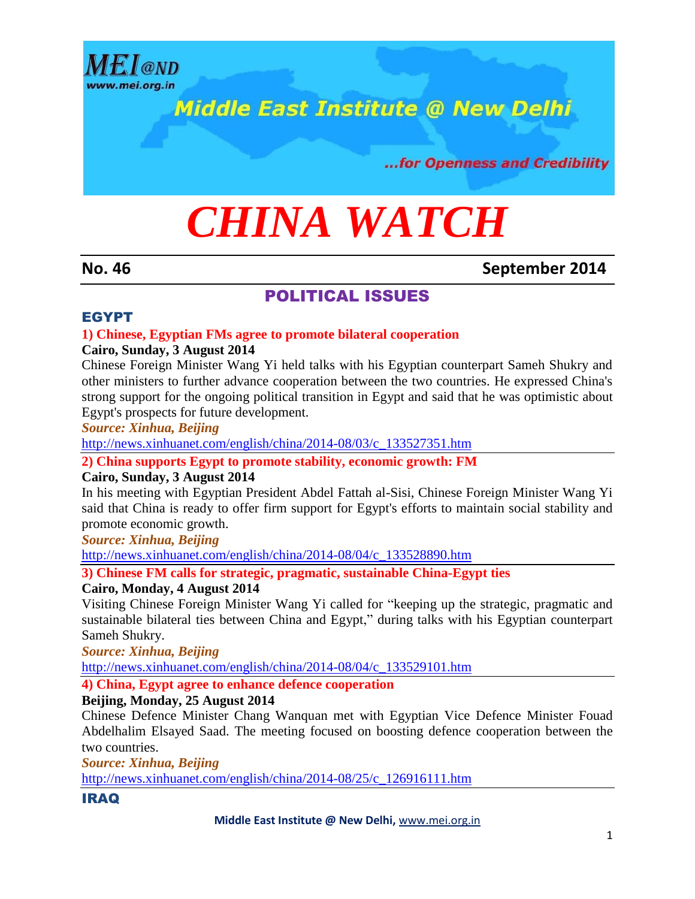MEI@ND
www.mei.org.in

Middle East Institute @ New Delhi

...for Openness and Credibility

# CHINA WATCH

**No. 46** **September 2014**

## POLITICAL ISSUES

### EGYPT

**1) Chinese, Egyptian FMs agree to promote bilateral cooperation**

**Cairo, Sunday, 3 August 2014**

Chinese Foreign Minister Wang Yi held talks with his Egyptian counterpart Sameh Shukry and other ministers to further advance cooperation between the two countries. He expressed China's strong support for the ongoing political transition in Egypt and said that he was optimistic about Egypt's prospects for future development.

***Source: Xinhua, Beijing***

http://news.xinhuanet.com/english/china/2014-08/03/c_133527351.htm

**2) China supports Egypt to promote stability, economic growth: FM**

**Cairo, Sunday, 3 August 2014**

In his meeting with Egyptian President Abdel Fattah al-Sisi, Chinese Foreign Minister Wang Yi said that China is ready to offer firm support for Egypt's efforts to maintain social stability and promote economic growth.

***Source: Xinhua, Beijing***

http://news.xinhuanet.com/english/china/2014-08/04/c_133528890.htm

**3) Chinese FM calls for strategic, pragmatic, sustainable China-Egypt ties**

**Cairo, Monday, 4 August 2014**

Visiting Chinese Foreign Minister Wang Yi called for "keeping up the strategic, pragmatic and sustainable bilateral ties between China and Egypt," during talks with his Egyptian counterpart Sameh Shukry.

***Source: Xinhua, Beijing***

http://news.xinhuanet.com/english/china/2014-08/04/c_133529101.htm

**4) China, Egypt agree to enhance defence cooperation**

**Beijing, Monday, 25 August 2014**

Chinese Defence Minister Chang Wanquan met with Egyptian Vice Defence Minister Fouad Abdelhalim Elsayed Saad. The meeting focused on boosting defence cooperation between the two countries.

***Source: Xinhua, Beijing***

http://news.xinhuanet.com/english/china/2014-08/25/c_126916111.htm

### IRAQ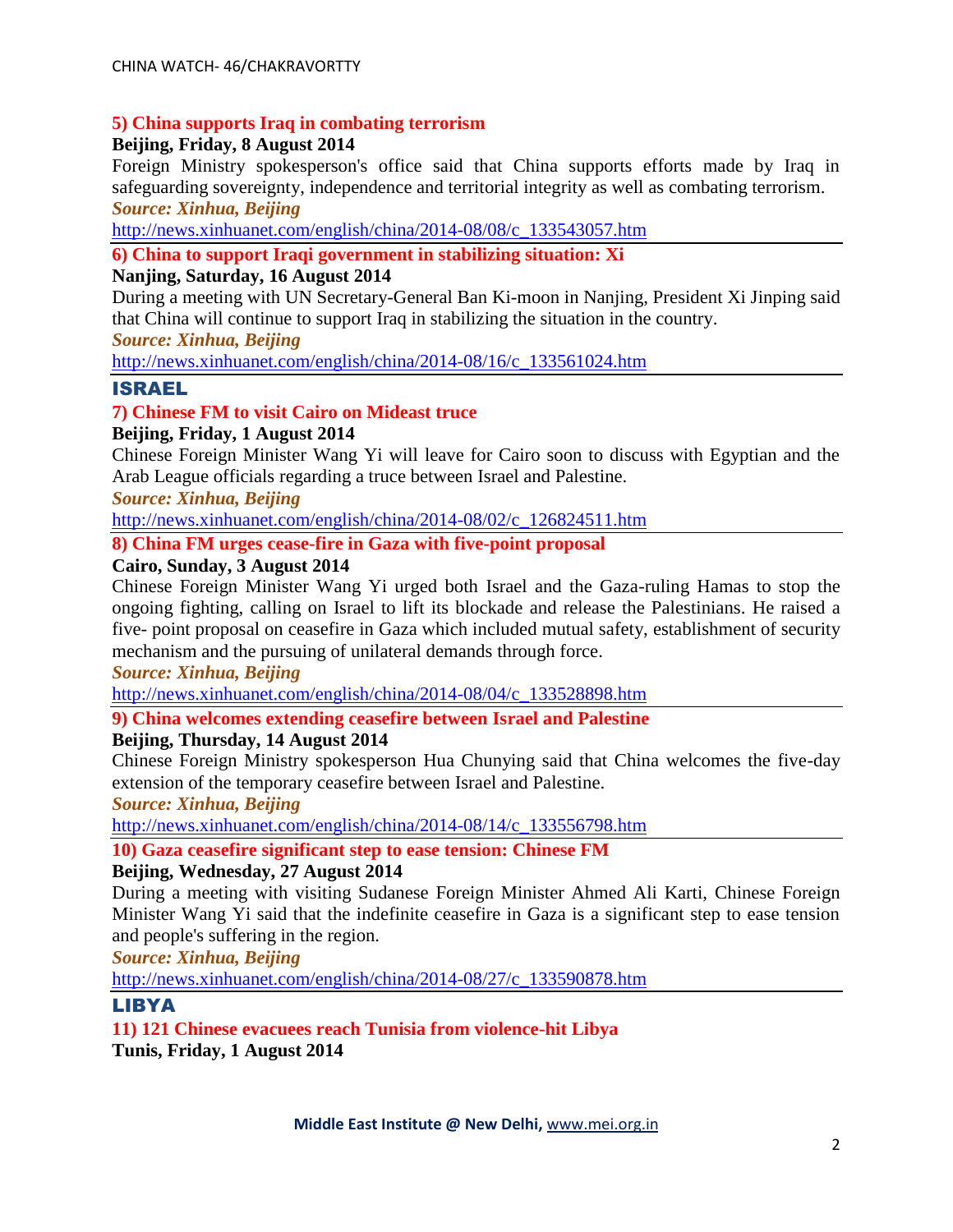### 5) China supports Iraq in combating terrorism

**Beijing, Friday, 8 August 2014**

Foreign Ministry spokesperson's office said that China supports efforts made by Iraq in safeguarding sovereignty, independence and territorial integrity as well as combating terrorism.

***Source: Xinhua, Beijing***

http://news.xinhuanet.com/english/china/2014-08/08/c_133543057.htm

---

### 6) China to support Iraqi government in stabilizing situation: Xi

**Nanjing, Saturday, 16 August 2014**

During a meeting with UN Secretary-General Ban Ki-moon in Nanjing, President Xi Jinping said that China will continue to support Iraq in stabilizing the situation in the country.

***Source: Xinhua, Beijing***

http://news.xinhuanet.com/english/china/2014-08/16/c_133561024.htm

---

## ISRAEL

### 7) Chinese FM to visit Cairo on Mideast truce

**Beijing, Friday, 1 August 2014**

Chinese Foreign Minister Wang Yi will leave for Cairo soon to discuss with Egyptian and the Arab League officials regarding a truce between Israel and Palestine.

***Source: Xinhua, Beijing***

http://news.xinhuanet.com/english/china/2014-08/02/c_126824511.htm

---

### 8) China FM urges cease-fire in Gaza with five-point proposal

**Cairo, Sunday, 3 August 2014**

Chinese Foreign Minister Wang Yi urged both Israel and the Gaza-ruling Hamas to stop the ongoing fighting, calling on Israel to lift its blockade and release the Palestinians. He raised a five- point proposal on ceasefire in Gaza which included mutual safety, establishment of security mechanism and the pursuing of unilateral demands through force.

***Source: Xinhua, Beijing***

http://news.xinhuanet.com/english/china/2014-08/04/c_133528898.htm

---

### 9) China welcomes extending ceasefire between Israel and Palestine

**Beijing, Thursday, 14 August 2014**

Chinese Foreign Ministry spokesperson Hua Chunying said that China welcomes the five-day extension of the temporary ceasefire between Israel and Palestine.

***Source: Xinhua, Beijing***

http://news.xinhuanet.com/english/china/2014-08/14/c_133556798.htm

---

### 10) Gaza ceasefire significant step to ease tension: Chinese FM

**Beijing, Wednesday, 27 August 2014**

During a meeting with visiting Sudanese Foreign Minister Ahmed Ali Karti, Chinese Foreign Minister Wang Yi said that the indefinite ceasefire in Gaza is a significant step to ease tension and people's suffering in the region.

***Source: Xinhua, Beijing***

http://news.xinhuanet.com/english/china/2014-08/27/c_133590878.htm

---

## LIBYA

### 11) 121 Chinese evacuees reach Tunisia from violence-hit Libya

**Tunis, Friday, 1 August 2014**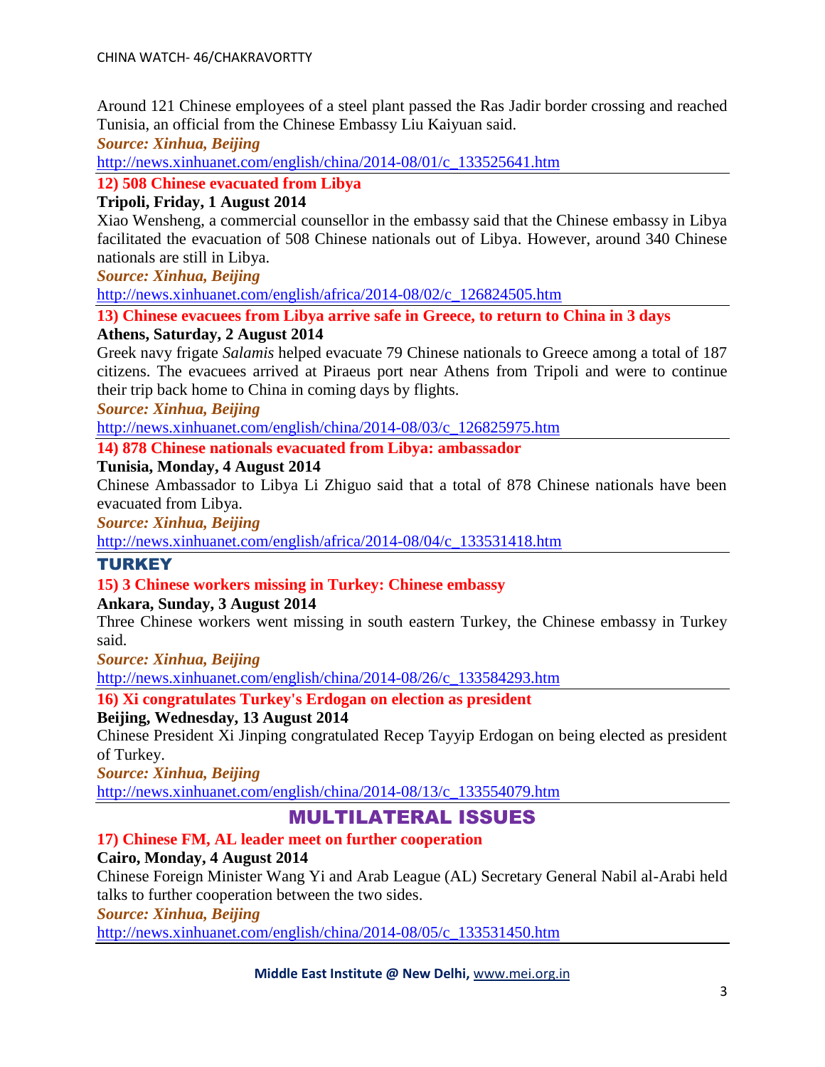Around 121 Chinese employees of a steel plant passed the Ras Jadir border crossing and reached Tunisia, an official from the Chinese Embassy Liu Kaiyuan said.

***Source: Xinhua, Beijing***

http://news.xinhuanet.com/english/china/2014-08/01/c_133525641.htm

### 12) 508 Chinese evacuated from Libya

**Tripoli, Friday, 1 August 2014**

Xiao Wensheng, a commercial counsellor in the embassy said that the Chinese embassy in Libya facilitated the evacuation of 508 Chinese nationals out of Libya. However, around 340 Chinese nationals are still in Libya.

***Source: Xinhua, Beijing***

http://news.xinhuanet.com/english/africa/2014-08/02/c_126824505.htm

### 13) Chinese evacuees from Libya arrive safe in Greece, to return to China in 3 days

**Athens, Saturday, 2 August 2014**

Greek navy frigate *Salamis* helped evacuate 79 Chinese nationals to Greece among a total of 187 citizens. The evacuees arrived at Piraeus port near Athens from Tripoli and were to continue their trip back home to China in coming days by flights.

***Source: Xinhua, Beijing***

http://news.xinhuanet.com/english/china/2014-08/03/c_126825975.htm

### 14) 878 Chinese nationals evacuated from Libya: ambassador

**Tunisia, Monday, 4 August 2014**

Chinese Ambassador to Libya Li Zhiguo said that a total of 878 Chinese nationals have been evacuated from Libya.

***Source: Xinhua, Beijing***

http://news.xinhuanet.com/english/africa/2014-08/04/c_133531418.htm

## TURKEY

### 15) 3 Chinese workers missing in Turkey: Chinese embassy

**Ankara, Sunday, 3 August 2014**

Three Chinese workers went missing in south eastern Turkey, the Chinese embassy in Turkey said.

***Source: Xinhua, Beijing***

http://news.xinhuanet.com/english/china/2014-08/26/c_133584293.htm

### 16) Xi congratulates Turkey's Erdogan on election as president

**Beijing, Wednesday, 13 August 2014**

Chinese President Xi Jinping congratulated Recep Tayyip Erdogan on being elected as president of Turkey.

***Source: Xinhua, Beijing***

http://news.xinhuanet.com/english/china/2014-08/13/c_133554079.htm

## MULTILATERAL ISSUES

### 17) Chinese FM, AL leader meet on further cooperation

**Cairo, Monday, 4 August 2014**

Chinese Foreign Minister Wang Yi and Arab League (AL) Secretary General Nabil al-Arabi held talks to further cooperation between the two sides.

***Source: Xinhua, Beijing***

http://news.xinhuanet.com/english/china/2014-08/05/c_133531450.htm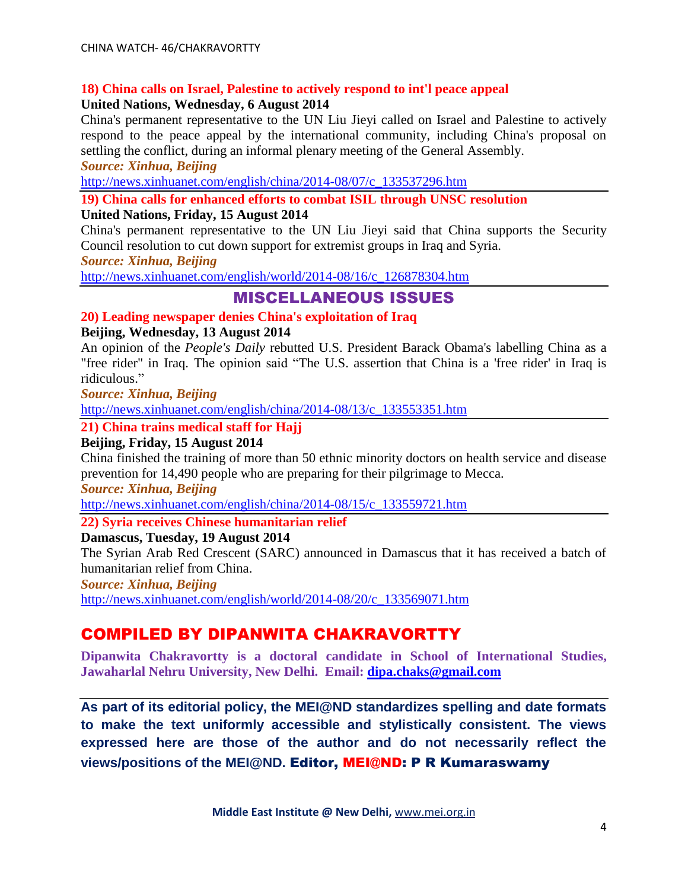### 18) China calls on Israel, Palestine to actively respond to int'l peace appeal

**United Nations, Wednesday, 6 August 2014**

China's permanent representative to the UN Liu Jieyi called on Israel and Palestine to actively respond to the peace appeal by the international community, including China's proposal on settling the conflict, during an informal plenary meeting of the General Assembly.

***Source: Xinhua, Beijing***

http://news.xinhuanet.com/english/china/2014-08/07/c_133537296.htm

### 19) China calls for enhanced efforts to combat ISIL through UNSC resolution

**United Nations, Friday, 15 August 2014**

China's permanent representative to the UN Liu Jieyi said that China supports the Security Council resolution to cut down support for extremist groups in Iraq and Syria.

***Source: Xinhua, Beijing***

http://news.xinhuanet.com/english/world/2014-08/16/c_126878304.htm

## MISCELLANEOUS ISSUES

### 20) Leading newspaper denies China's exploitation of Iraq

**Beijing, Wednesday, 13 August 2014**

An opinion of the *People's Daily* rebutted U.S. President Barack Obama's labelling China as a "free rider" in Iraq. The opinion said "The U.S. assertion that China is a 'free rider' in Iraq is ridiculous."

***Source: Xinhua, Beijing***

http://news.xinhuanet.com/english/china/2014-08/13/c_133553351.htm

### 21) China trains medical staff for Hajj

**Beijing, Friday, 15 August 2014**

China finished the training of more than 50 ethnic minority doctors on health service and disease prevention for 14,490 people who are preparing for their pilgrimage to Mecca.

***Source: Xinhua, Beijing***

http://news.xinhuanet.com/english/china/2014-08/15/c_133559721.htm

### 22) Syria receives Chinese humanitarian relief

**Damascus, Tuesday, 19 August 2014**

The Syrian Arab Red Crescent (SARC) announced in Damascus that it has received a batch of humanitarian relief from China.

***Source: Xinhua, Beijing***

http://news.xinhuanet.com/english/world/2014-08/20/c_133569071.htm

## COMPILED BY DIPANWITA CHAKRAVORTTY

**Dipanwita Chakravortty is a doctoral candidate in School of International Studies, Jawaharlal Nehru University, New Delhi. Email: dipa.chaks@gmail.com**

**As part of its editorial policy, the MEI@ND standardizes spelling and date formats to make the text uniformly accessible and stylistically consistent. The views expressed here are those of the author and do not necessarily reflect the views/positions of the MEI@ND. Editor, MEI@ND: P R Kumaraswamy**